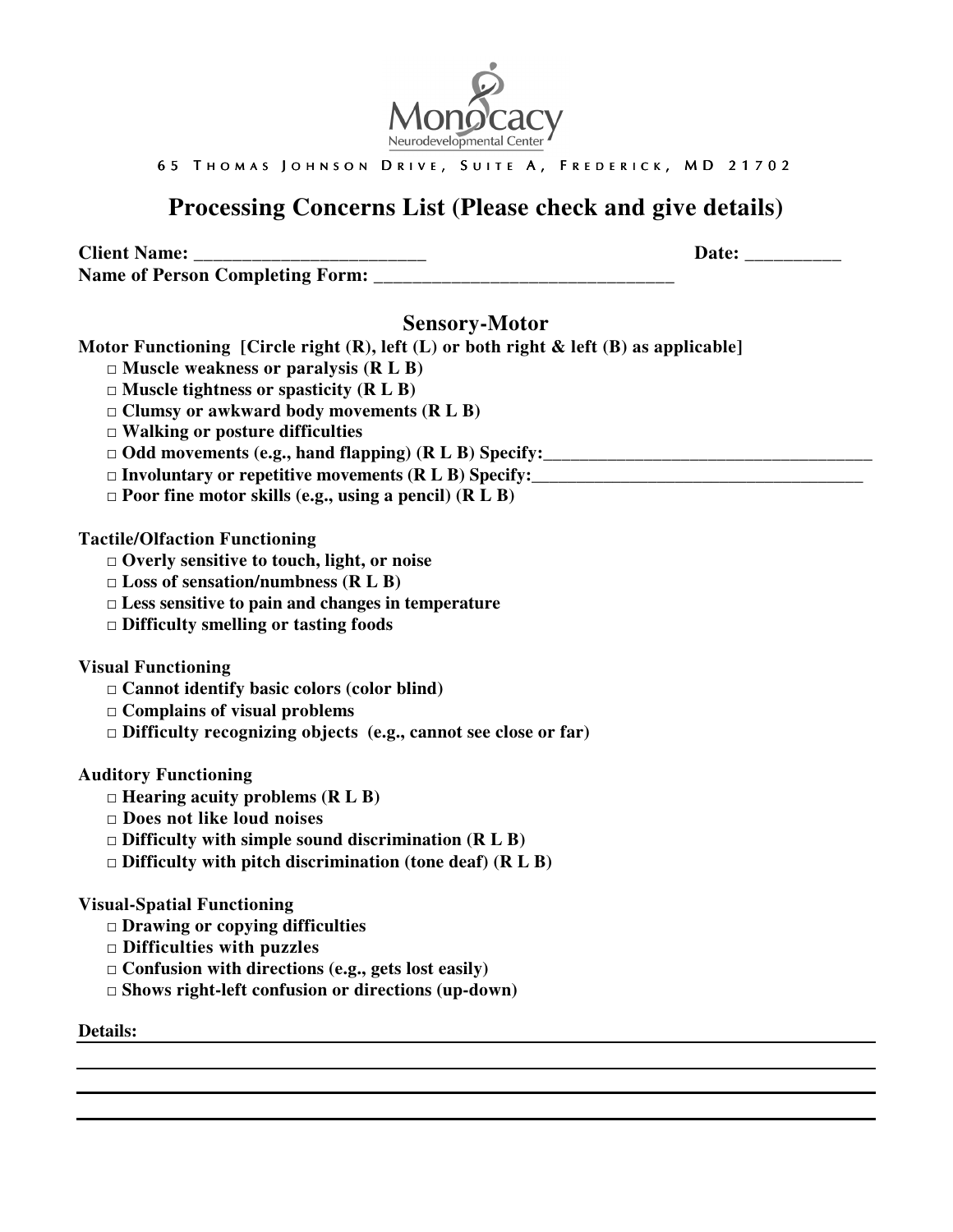Monocacy Neurodevelopmental Center

65 Thomas Johnson Drive, Suite A, Frederick, MD 21702

# Processing Concerns List (Please check and give details)

**Client Name:** _________________________ **Date:** __________

**Name of Person Completing Form:** _________________________________

## Sensory-Motor

**Motor Functioning [Circle right (R), left (L) or both right & left (B) as applicable]**

- □ Muscle weakness or paralysis (R L B)
- □ Muscle tightness or spasticity (R L B)
- □ Clumsy or awkward body movements (R L B)
- □ Walking or posture difficulties
- □ Odd movements (e.g., hand flapping) (R L B) Specify:_____________________________________
- □ Involuntary or repetitive movements (R L B) Specify:_____________________________________
- □ Poor fine motor skills (e.g., using a pencil) (R L B)

**Tactile/Olfaction Functioning**

- □ Overly sensitive to touch, light, or noise
- □ Loss of sensation/numbness (R L B)
- □ Less sensitive to pain and changes in temperature
- □ Difficulty smelling or tasting foods

**Visual Functioning**

- □ Cannot identify basic colors (color blind)
- □ Complains of visual problems
- □ Difficulty recognizing objects (e.g., cannot see close or far)

**Auditory Functioning**

- □ Hearing acuity problems (R L B)
- □ Does not like loud noises
- □ Difficulty with simple sound discrimination (R L B)
- □ Difficulty with pitch discrimination (tone deaf) (R L B)

**Visual-Spatial Functioning**

- □ Drawing or copying difficulties
- □ Difficulties with puzzles
- □ Confusion with directions (e.g., gets lost easily)
- □ Shows right-left confusion or directions (up-down)

**Details:**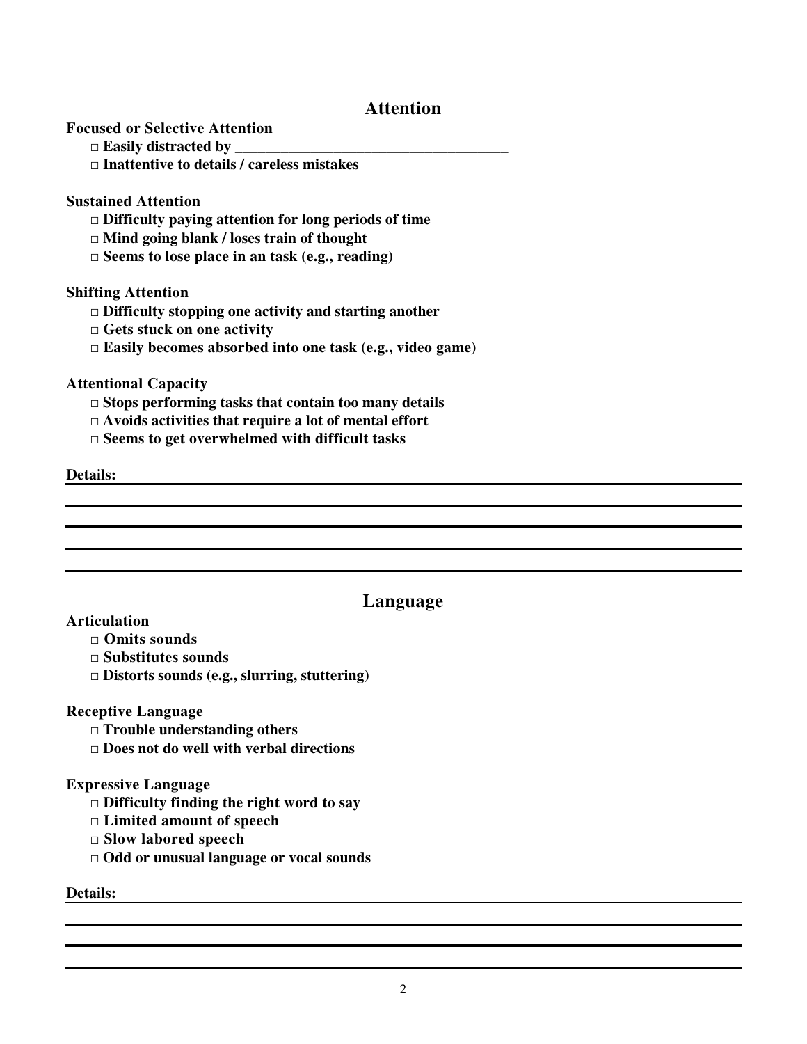## Attention

**Focused or Selective Attention**

- □ **Easily distracted by ______________________________________**
- □ **Inattentive to details / careless mistakes**

**Sustained Attention**

- □ **Difficulty paying attention for long periods of time**
- □ **Mind going blank / loses train of thought**
- □ **Seems to lose place in an task (e.g., reading)**

**Shifting Attention**

- □ **Difficulty stopping one activity and starting another**
- □ **Gets stuck on one activity**
- □ **Easily becomes absorbed into one task (e.g., video game)**

**Attentional Capacity**

- □ **Stops performing tasks that contain too many details**
- □ **Avoids activities that require a lot of mental effort**
- □ **Seems to get overwhelmed with difficult tasks**

**Details:**

______________________________________________________________________

______________________________________________________________________

______________________________________________________________________

______________________________________________________________________

## Language

**Articulation**

- □ **Omits sounds**
- □ **Substitutes sounds**
- □ **Distorts sounds (e.g., slurring, stuttering)**

**Receptive Language**

- □ **Trouble understanding others**
- □ **Does not do well with verbal directions**

**Expressive Language**

- □ **Difficulty finding the right word to say**
- □ **Limited amount of speech**
- □ **Slow labored speech**
- □ **Odd or unusual language or vocal sounds**

**Details:**

______________________________________________________________________

______________________________________________________________________

______________________________________________________________________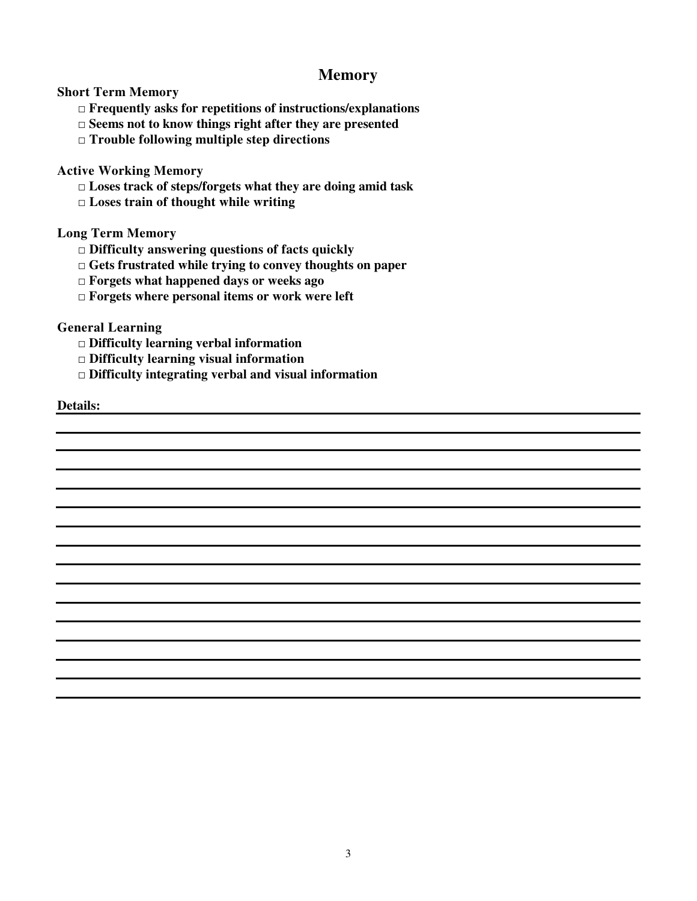## Memory

**Short Term Memory**

- □ **Frequently asks for repetitions of instructions/explanations**
- □ **Seems not to know things right after they are presented**
- □ **Trouble following multiple step directions**

**Active Working Memory**

- □ **Loses track of steps/forgets what they are doing amid task**
- □ **Loses train of thought while writing**

**Long Term Memory**

- □ **Difficulty answering questions of facts quickly**
- □ **Gets frustrated while trying to convey thoughts on paper**
- □ **Forgets what happened days or weeks ago**
- □ **Forgets where personal items or work were left**

**General Learning**

- □ **Difficulty learning verbal information**
- □ **Difficulty learning visual information**
- □ **Difficulty integrating verbal and visual information**

**Details:** ______________________________________________________________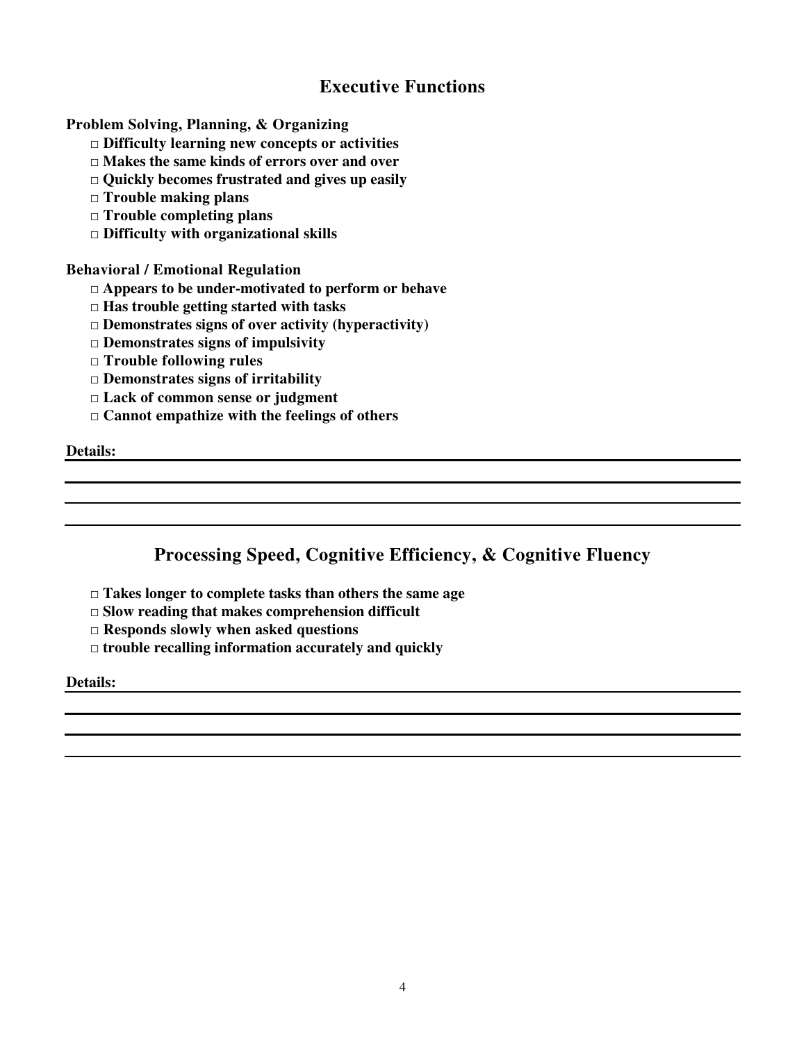## Executive Functions

**Problem Solving, Planning, & Organizing**

- □ **Difficulty learning new concepts or activities**
- □ **Makes the same kinds of errors over and over**
- □ **Quickly becomes frustrated and gives up easily**
- □ **Trouble making plans**
- □ **Trouble completing plans**
- □ **Difficulty with organizational skills**

**Behavioral / Emotional Regulation**

- □ **Appears to be under-motivated to perform or behave**
- □ **Has trouble getting started with tasks**
- □ **Demonstrates signs of over activity (hyperactivity)**
- □ **Demonstrates signs of impulsivity**
- □ **Trouble following rules**
- □ **Demonstrates signs of irritability**
- □ **Lack of common sense or judgment**
- □ **Cannot empathize with the feelings of others**

**Details:** ______________________________________________________________

______________________________________________________________

______________________________________________________________

______________________________________________________________

## Processing Speed, Cognitive Efficiency, & Cognitive Fluency

- □ **Takes longer to complete tasks than others the same age**
- □ **Slow reading that makes comprehension difficult**
- □ **Responds slowly when asked questions**
- □ **trouble recalling information accurately and quickly**

**Details:** ______________________________________________________________

______________________________________________________________

______________________________________________________________

______________________________________________________________